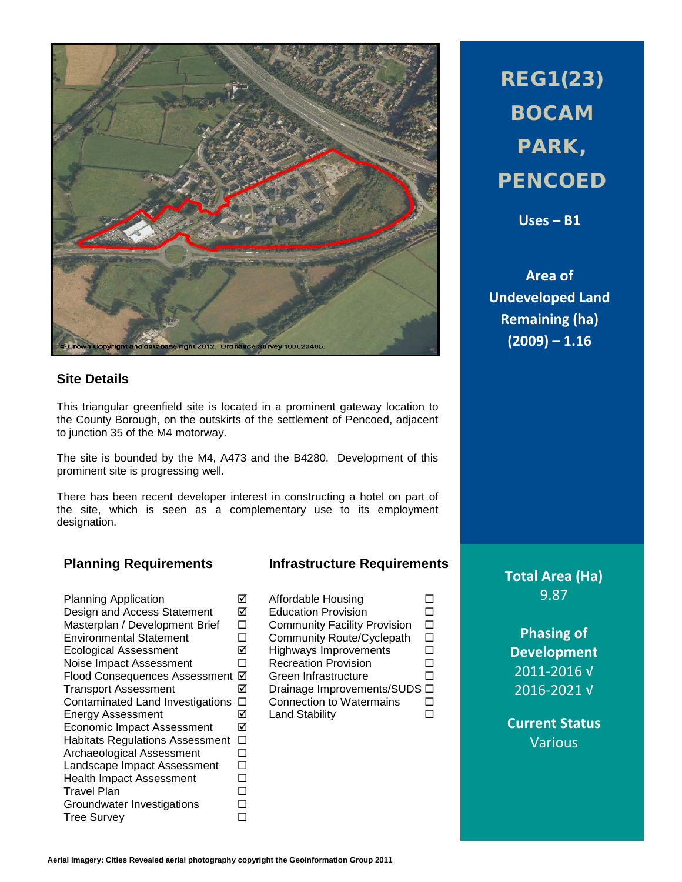# REG1(23) BOCAM PARK, PENCOED

**Uses – B1**

**Area of Undeveloped Land Remaining (ha) (2009) – 1.16**

© Crown Copyright and database right 2012. Ordnance Survey 100023405.

## Site Details

This triangular greenfield site is located in a prominent gateway location to the County Borough, on the outskirts of the settlement of Pencoed, adjacent to junction 35 of the M4 motorway.

The site is bounded by the M4, A473 and the B4280. Development of this prominent site is progressing well.

There has been recent developer interest in constructing a hotel on part of the site, which is seen as a complementary use to its employment designation.

## Planning Requirements

| Requirement | |
|---|---|
| Planning Application | ☑ |
| Design and Access Statement | ☑ |
| Masterplan / Development Brief | ☐ |
| Environmental Statement | ☐ |
| Ecological Assessment | ☑ |
| Noise Impact Assessment | ☐ |
| Flood Consequences Assessment | ☑ |
| Transport Assessment | ☑ |
| Contaminated Land Investigations | ☐ |
| Energy Assessment | ☑ |
| Economic Impact Assessment | ☑ |
| Habitats Regulations Assessment | ☐ |
| Archaeological Assessment | ☐ |
| Landscape Impact Assessment | ☐ |
| Health Impact Assessment | ☐ |
| Travel Plan | ☐ |
| Groundwater Investigations | ☐ |
| Tree Survey | ☐ |

## Infrastructure Requirements

| Requirement | |
|---|---|
| Affordable Housing | ☐ |
| Education Provision | ☐ |
| Community Facility Provision | ☐ |
| Community Route/Cyclepath | ☐ |
| Highways Improvements | ☐ |
| Recreation Provision | ☐ |
| Green Infrastructure | ☐ |
| Drainage Improvements/SUDS | ☐ |
| Connection to Watermains | ☐ |
| Land Stability | ☐ |

**Total Area (Ha)**
9.87

**Phasing of Development**
2011-2016 √
2016-2021 √

**Current Status**
Various

**Aerial Imagery: Cities Revealed aerial photography copyright the Geoinformation Group 2011**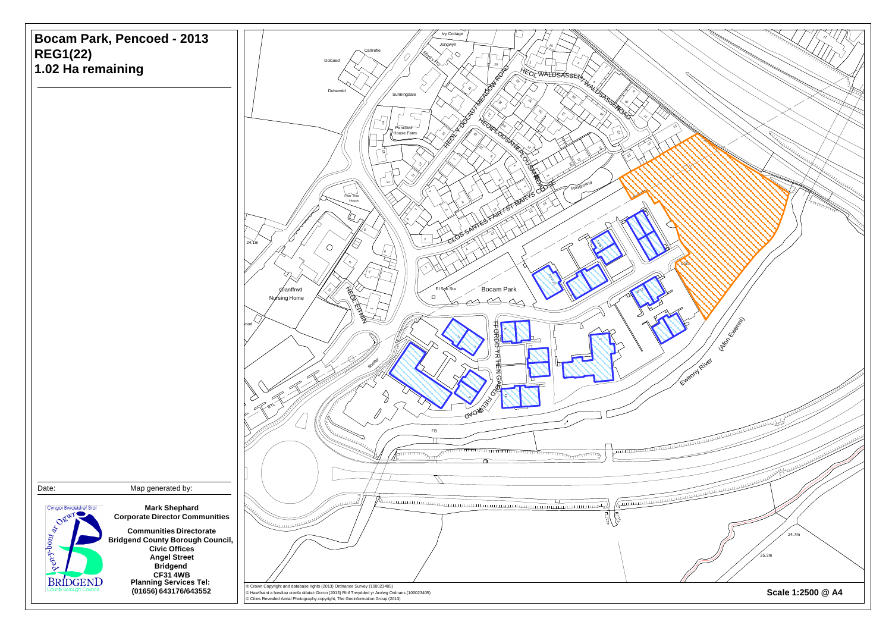# Bocam Park, Pencoed - 2013
# REG1(22)
# 1.02 Ha remaining

Date:

Map generated by:

**Mark Shephard**
**Corporate Director Communities**

**Communities Directorate**
**Bridgend County Borough Council,**
**Civic Offices**
**Angel Street**
**Bridgend**
**CF31 4WB**
**Planning Services Tel:**
**(01656) 643176/643552**

Cyngor Bwrdeistref Sirol Pen-y-bont ar Ogwr
BRIDGEND County Borough Council

© Crown Copyright and database rights (2013) Ordnance Survey (100023405)
© Hawlfraint a hawliau cronfa ddata'r Goron (2013) Rhif Trwydded yr Arolwg Ordnans (100023405)
© Cities Revealed Aerial Photography copyright, The Geoinformation Group (2013)

**Scale 1:2500 @ A4**